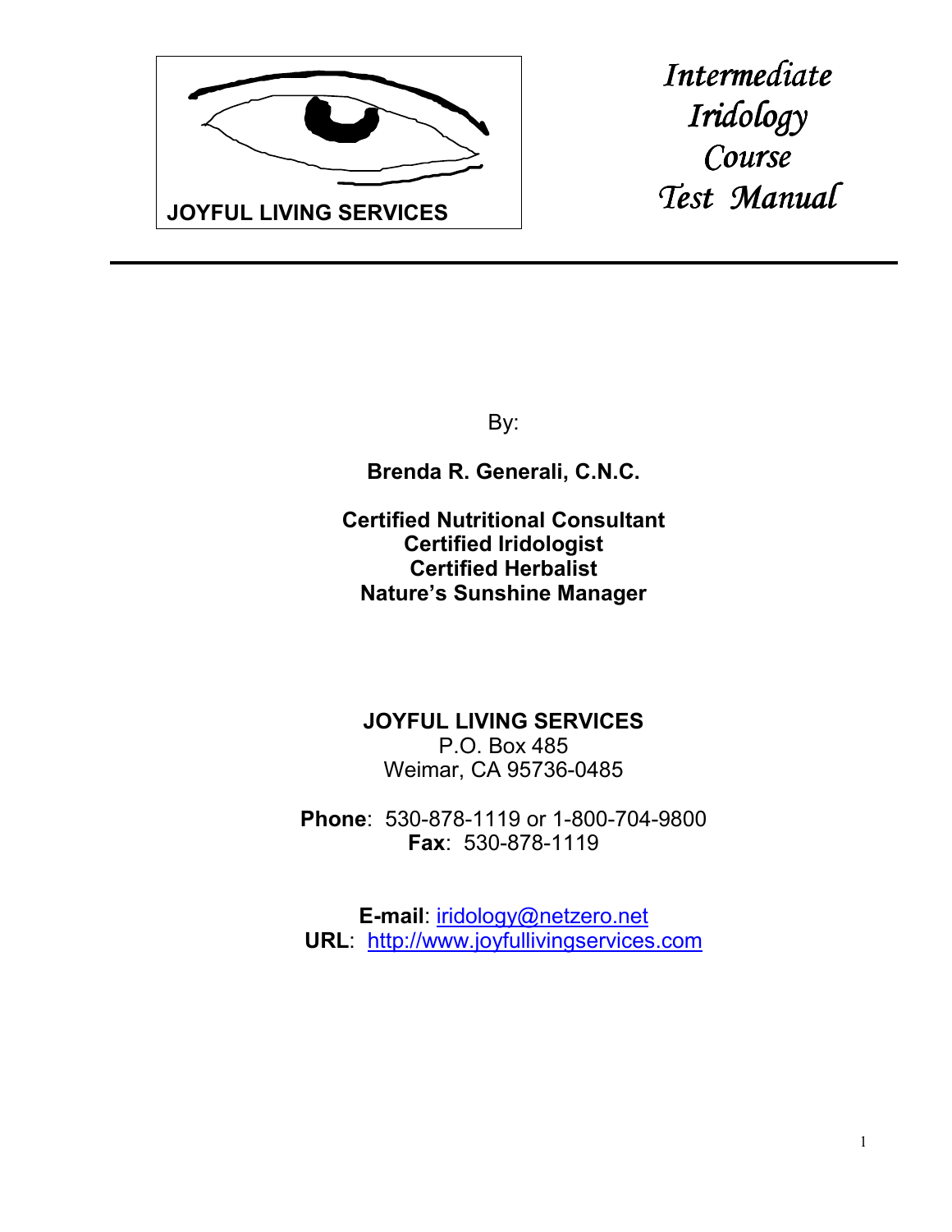JOYFUL LIVING SERVICES

# *Intermediate Iridology Course Test Manual*

By:

**Brenda R. Generali, C.N.C.**

**Certified Nutritional Consultant**
**Certified Iridologist**
**Certified Herbalist**
**Nature's Sunshine Manager**

**JOYFUL LIVING SERVICES**
P.O. Box 485
Weimar, CA 95736-0485

**Phone**: 530-878-1119 or 1-800-704-9800
**Fax**: 530-878-1119

**E-mail**: iridology@netzero.net
**URL**: http://www.joyfullivingservices.com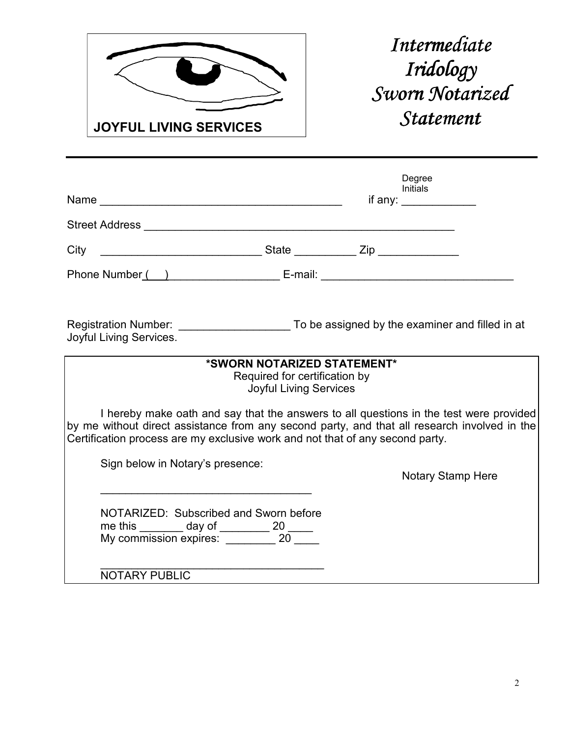**JOYFUL LIVING SERVICES**

# *Intermediate Iridology Sworn Notarized Statement*

---

Name ________________________________________ Degree Initials if any: ____________

Street Address _____________________________________________________

City __________________________ State __________ Zip _____________

Phone Number (   ) __________________ E-mail: _______________________________

Registration Number: __________________ To be assigned by the examiner and filled in at Joyful Living Services.

**\*SWORN NOTARIZED STATEMENT\***

Required for certification by
Joyful Living Services

I hereby make oath and say that the answers to all questions in the test were provided by me without direct assistance from any second party, and that all research involved in the Certification process are my exclusive work and not that of any second party.

Sign below in Notary's presence:

___________________________________

Notary Stamp Here

NOTARIZED: Subscribed and Sworn before me this _______ day of ________ 20 ____
My commission expires: ________ 20 ____

_____________________________________
NOTARY PUBLIC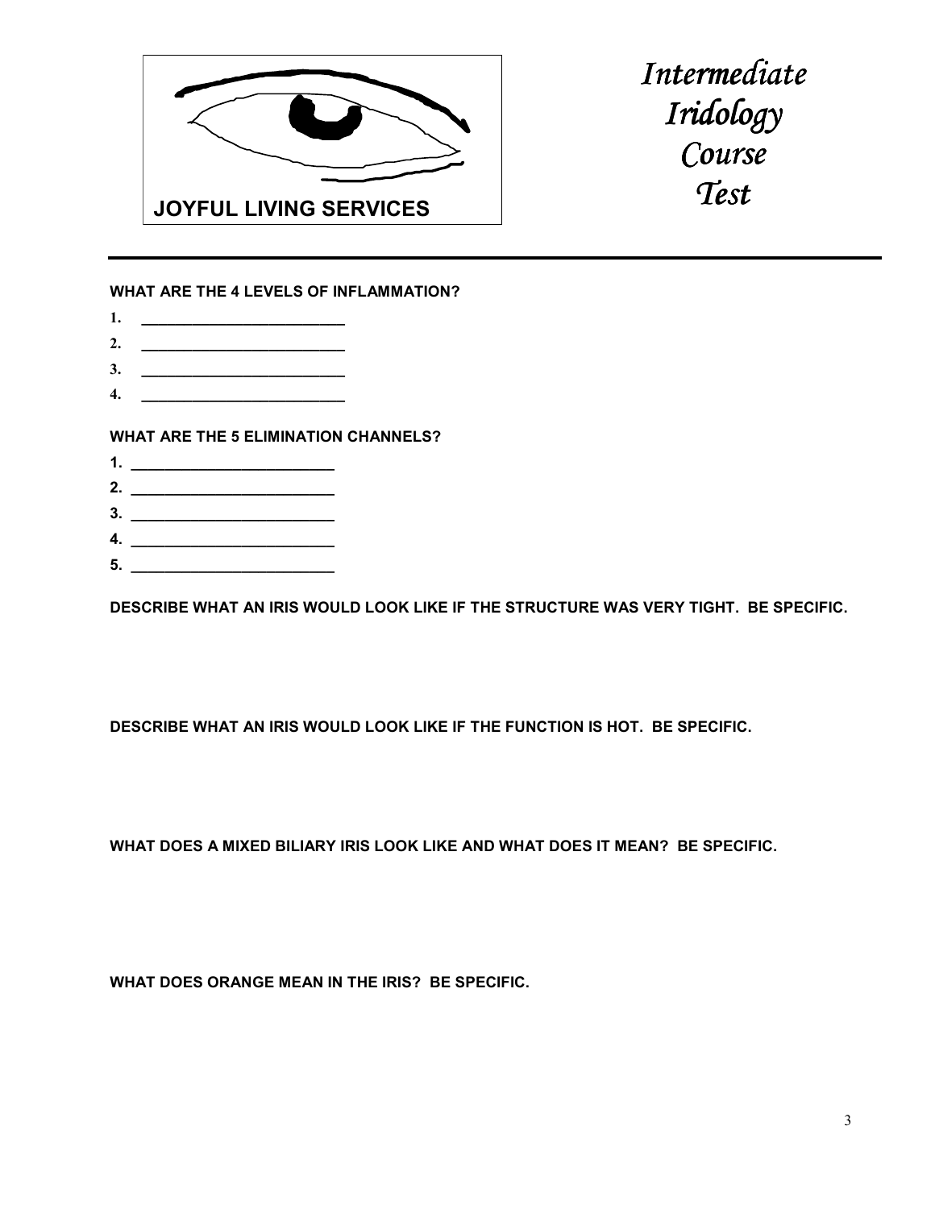JOYFUL LIVING SERVICES

# *Intermediate Iridology Course Test*

---

**WHAT ARE THE 4 LEVELS OF INFLAMMATION?**

1. ________________________
2. ________________________
3. ________________________
4. ________________________

**WHAT ARE THE 5 ELIMINATION CHANNELS?**

1. ________________________
2. ________________________
3. ________________________
4. ________________________
5. ________________________

**DESCRIBE WHAT AN IRIS WOULD LOOK LIKE IF THE STRUCTURE WAS VERY TIGHT. BE SPECIFIC.**

**DESCRIBE WHAT AN IRIS WOULD LOOK LIKE IF THE FUNCTION IS HOT. BE SPECIFIC.**

**WHAT DOES A MIXED BILIARY IRIS LOOK LIKE AND WHAT DOES IT MEAN? BE SPECIFIC.**

**WHAT DOES ORANGE MEAN IN THE IRIS? BE SPECIFIC.**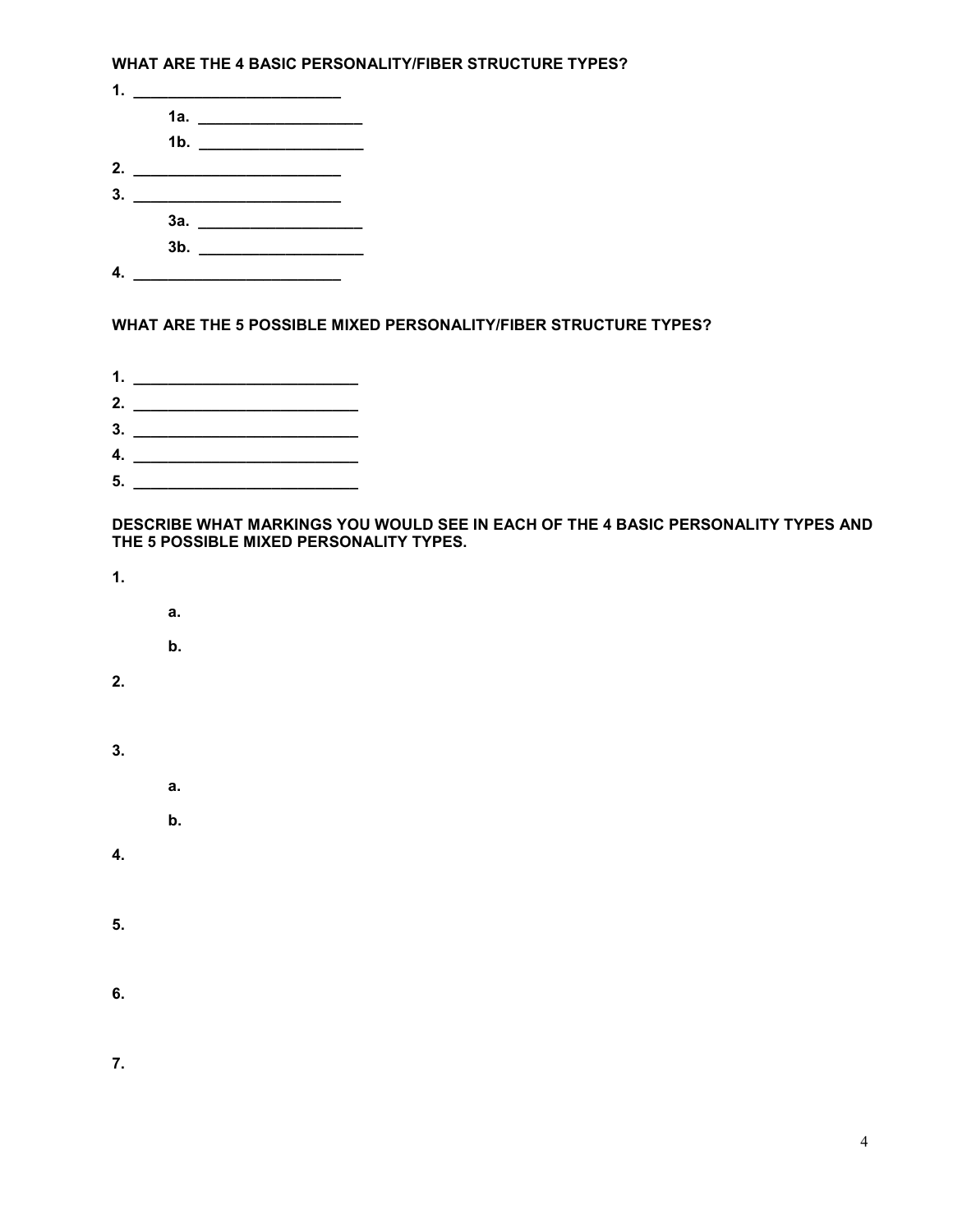**WHAT ARE THE 4 BASIC PERSONALITY/FIBER STRUCTURE TYPES?**

**1.** ________________________

  **1a.** __________________

  **1b.** __________________

**2.** ________________________

**3.** ________________________

  **3a.** __________________

  **3b.** __________________

**4.** ________________________

**WHAT ARE THE 5 POSSIBLE MIXED PERSONALITY/FIBER STRUCTURE TYPES?**

**1.** __________________________

**2.** __________________________

**3.** __________________________

**4.** __________________________

**5.** __________________________

**DESCRIBE WHAT MARKINGS YOU WOULD SEE IN EACH OF THE 4 BASIC PERSONALITY TYPES AND THE 5 POSSIBLE MIXED PERSONALITY TYPES.**

**1.**

  **a.**

  **b.**

**2.**

**3.**

  **a.**

  **b.**

**4.**

**5.**

**6.**

**7.**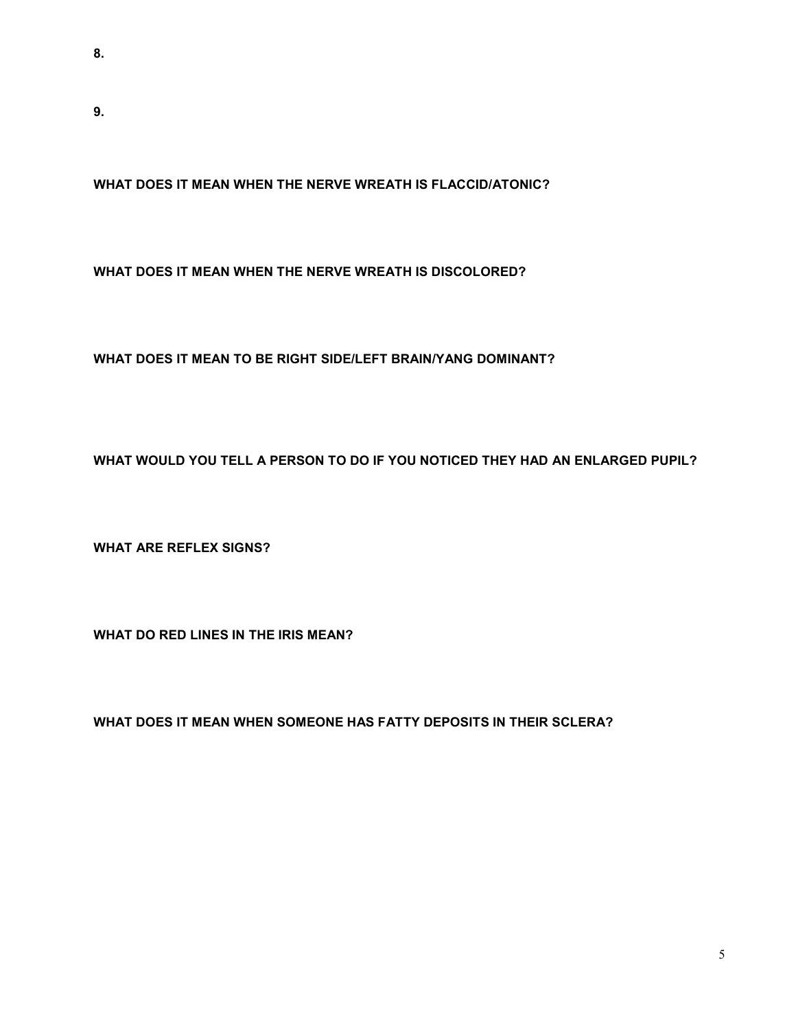**8.**

**9.**

**WHAT DOES IT MEAN WHEN THE NERVE WREATH IS FLACCID/ATONIC?**

**WHAT DOES IT MEAN WHEN THE NERVE WREATH IS DISCOLORED?**

**WHAT DOES IT MEAN TO BE RIGHT SIDE/LEFT BRAIN/YANG DOMINANT?**

**WHAT WOULD YOU TELL A PERSON TO DO IF YOU NOTICED THEY HAD AN ENLARGED PUPIL?**

**WHAT ARE REFLEX SIGNS?**

**WHAT DO RED LINES IN THE IRIS MEAN?**

**WHAT DOES IT MEAN WHEN SOMEONE HAS FATTY DEPOSITS IN THEIR SCLERA?**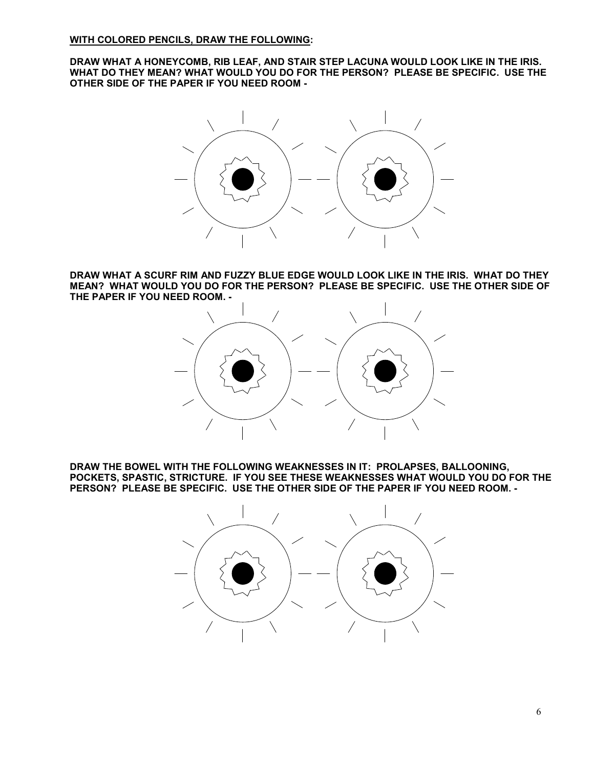**WITH COLORED PENCILS, DRAW THE FOLLOWING:**

**DRAW WHAT A HONEYCOMB, RIB LEAF, AND STAIR STEP LACUNA WOULD LOOK LIKE IN THE IRIS. WHAT DO THEY MEAN? WHAT WOULD YOU DO FOR THE PERSON? PLEASE BE SPECIFIC. USE THE OTHER SIDE OF THE PAPER IF YOU NEED ROOM -**

**DRAW WHAT A SCURF RIM AND FUZZY BLUE EDGE WOULD LOOK LIKE IN THE IRIS. WHAT DO THEY MEAN? WHAT WOULD YOU DO FOR THE PERSON? PLEASE BE SPECIFIC. USE THE OTHER SIDE OF THE PAPER IF YOU NEED ROOM. -**

**DRAW THE BOWEL WITH THE FOLLOWING WEAKNESSES IN IT: PROLAPSES, BALLOONING, POCKETS, SPASTIC, STRICTURE. IF YOU SEE THESE WEAKNESSES WHAT WOULD YOU DO FOR THE PERSON? PLEASE BE SPECIFIC. USE THE OTHER SIDE OF THE PAPER IF YOU NEED ROOM. -**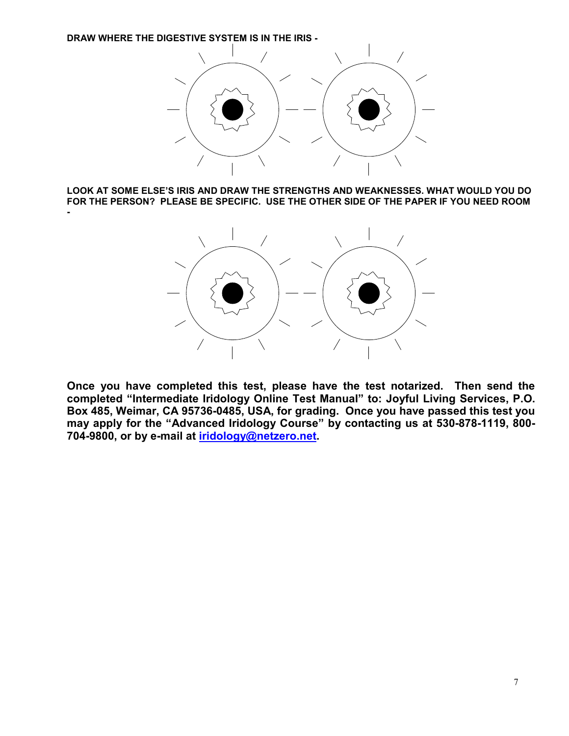**DRAW WHERE THE DIGESTIVE SYSTEM IS IN THE IRIS -**

**LOOK AT SOME ELSE'S IRIS AND DRAW THE STRENGTHS AND WEAKNESSES. WHAT WOULD YOU DO FOR THE PERSON? PLEASE BE SPECIFIC. USE THE OTHER SIDE OF THE PAPER IF YOU NEED ROOM -**

**Once you have completed this test, please have the test notarized. Then send the completed "Intermediate Iridology Online Test Manual" to: Joyful Living Services, P.O. Box 485, Weimar, CA 95736-0485, USA, for grading. Once you have passed this test you may apply for the "Advanced Iridology Course" by contacting us at 530-878-1119, 800-704-9800, or by e-mail at iridology@netzero.net.**